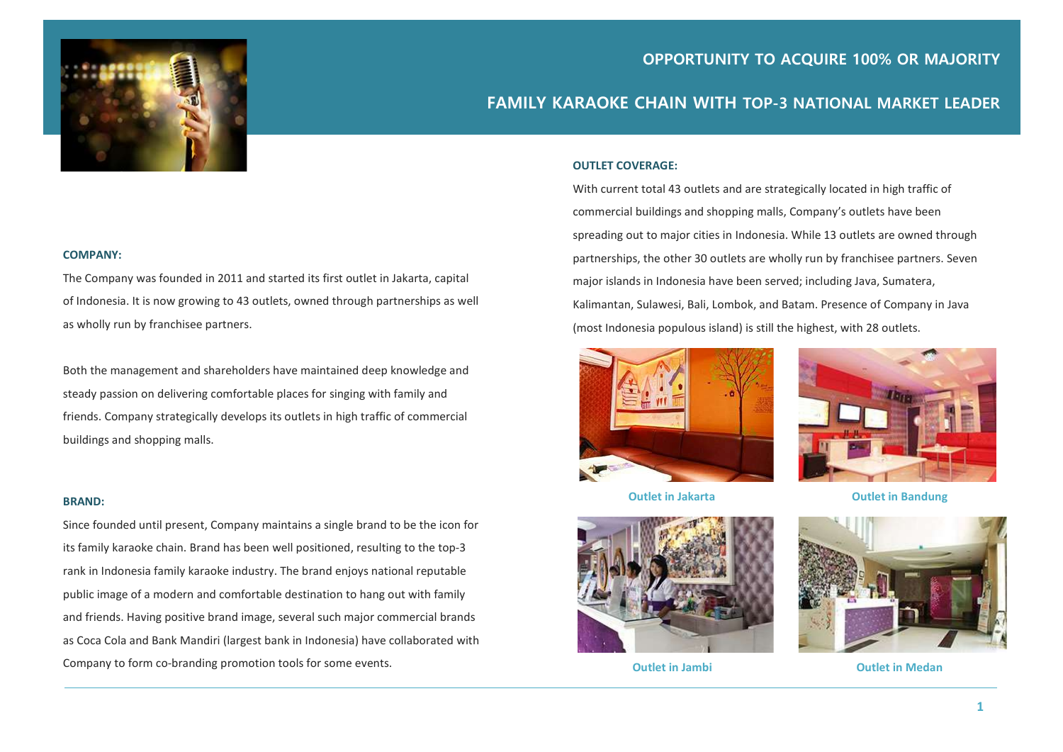# OPPORTUNITY TO ACQUIRE 100% OR MAJORITY

## FAMILY KARAOKE CHAIN WITH TOP-3 NATIONAL MARKET LEADER

### COMPANY:

The Company was founded in 2011 and started its first outlet in Jakarta, capital of Indonesia. It is now growing to 43 outlets, owned through partnerships as well as wholly run by franchisee partners.

Both the management and shareholders have maintained deep knowledge and steady passion on delivering comfortable places for singing with family and friends. Company strategically develops its outlets in high traffic of commercial buildings and shopping malls.

### BRAND:

Since founded until present, Company maintains a single brand to be the icon for its family karaoke chain. Brand has been well positioned, resulting to the top-3 rank in Indonesia family karaoke industry. The brand enjoys national reputable public image of a modern and comfortable destination to hang out with family and friends. Having positive brand image, several such major commercial brands as Coca Cola and Bank Mandiri (largest bank in Indonesia) have collaborated with Company to form co-branding promotion tools for some events.

### OUTLET COVERAGE:

With current total 43 outlets and are strategically located in high traffic of commercial buildings and shopping malls, Company's outlets have been spreading out to major cities in Indonesia. While 13 outlets are owned through partnerships, the other 30 outlets are wholly run by franchisee partners. Seven major islands in Indonesia have been served; including Java, Sumatera, Kalimantan, Sulawesi, Bali, Lombok, and Batam. Presence of Company in Java (most Indonesia populous island) is still the highest, with 28 outlets.

Outlet in Jakarta

Outlet in Bandung

Outlet in Jambi

Outlet in Medan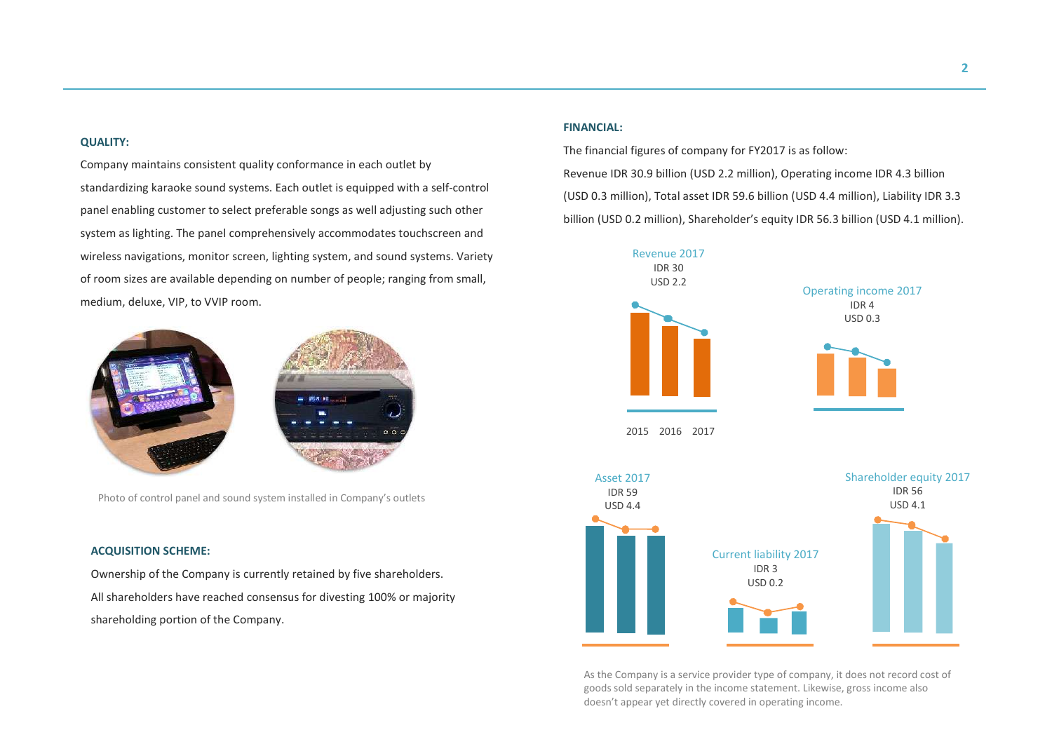**QUALITY:**

Company maintains consistent quality conformance in each outlet by standardizing karaoke sound systems. Each outlet is equipped with a self-control panel enabling customer to select preferable songs as well adjusting such other system as lighting. The panel comprehensively accommodates touchscreen and wireless navigations, monitor screen, lighting system, and sound systems. Variety of room sizes are available depending on number of people; ranging from small, medium, deluxe, VIP, to VVIP room.

Photo of control panel and sound system installed in Company's outlets

**ACQUISITION SCHEME:**

Ownership of the Company is currently retained by five shareholders. All shareholders have reached consensus for divesting 100% or majority shareholding portion of the Company.

**FINANCIAL:**

The financial figures of company for FY2017 is as follow:

Revenue IDR 30.9 billion (USD 2.2 million), Operating income IDR 4.3 billion (USD 0.3 million), Total asset IDR 59.6 billion (USD 4.4 million), Liability IDR 3.3 billion (USD 0.2 million), Shareholder's equity IDR 56.3 billion (USD 4.1 million).

Revenue 2017
IDR 30
USD 2.2

Operating income 2017
IDR 4
USD 0.3

2015 2016 2017

Asset 2017
IDR 59
USD 4.4

Current liability 2017
IDR 3
USD 0.2

Shareholder equity 2017
IDR 56
USD 4.1

As the Company is a service provider type of company, it does not record cost of goods sold separately in the income statement. Likewise, gross income also doesn't appear yet directly covered in operating income.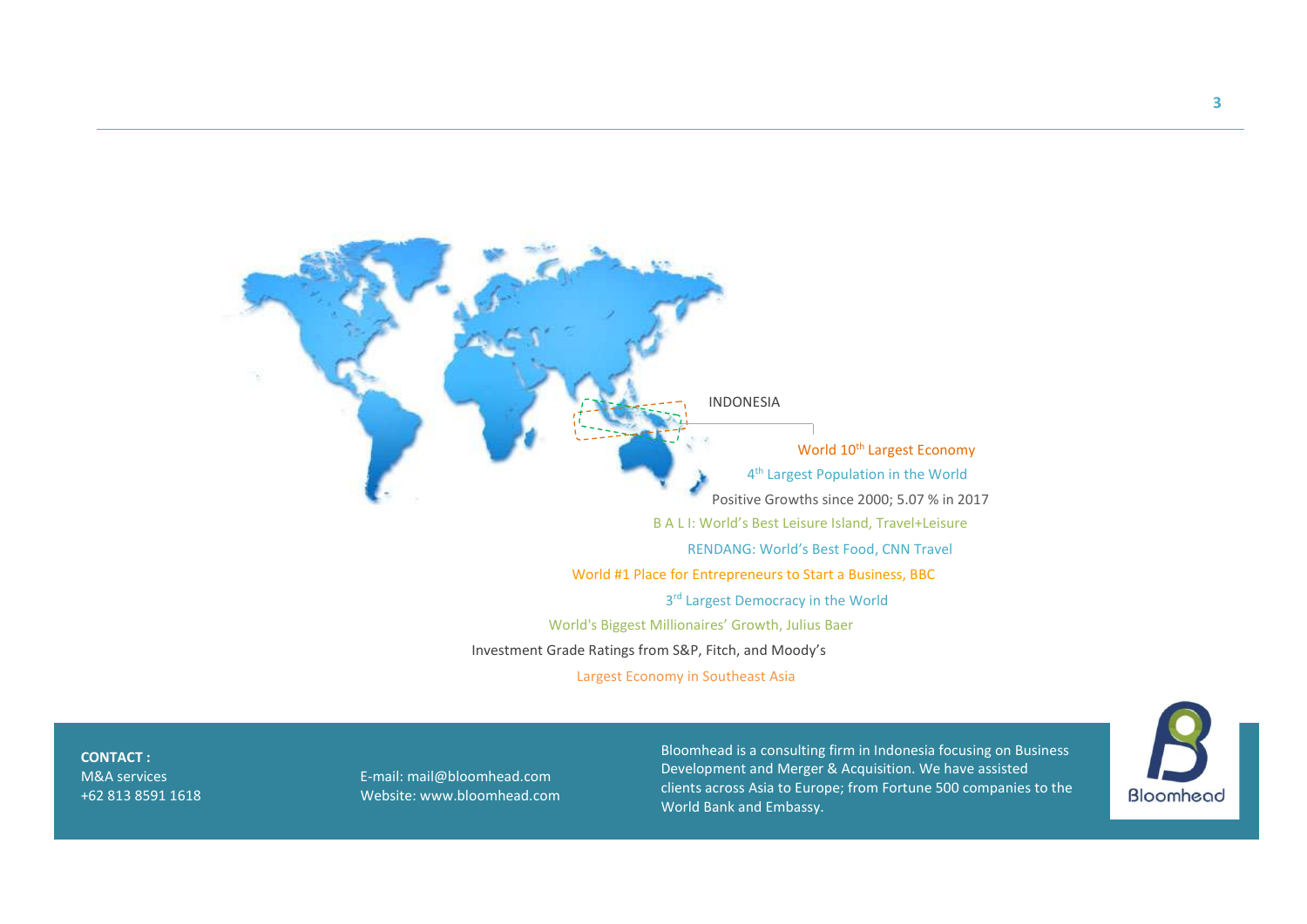INDONESIA

World 10th Largest Economy

4th Largest Population in the World

Positive Growths since 2000; 5.07 % in 2017

B A L I: World's Best Leisure Island, Travel+Leisure

RENDANG: World's Best Food, CNN Travel

World #1 Place for Entrepreneurs to Start a Business, BBC

3rd Largest Democracy in the World

World's Biggest Millionaires' Growth, Julius Baer

Investment Grade Ratings from S&P, Fitch, and Moody's

Largest Economy in Southeast Asia

**CONTACT :**
M&A services
+62 813 8591 1618

E-mail: mail@bloomhead.com
Website: www.bloomhead.com

Bloomhead is a consulting firm in Indonesia focusing on Business Development and Merger & Acquisition. We have assisted clients across Asia to Europe; from Fortune 500 companies to the World Bank and Embassy.

Bloomhead